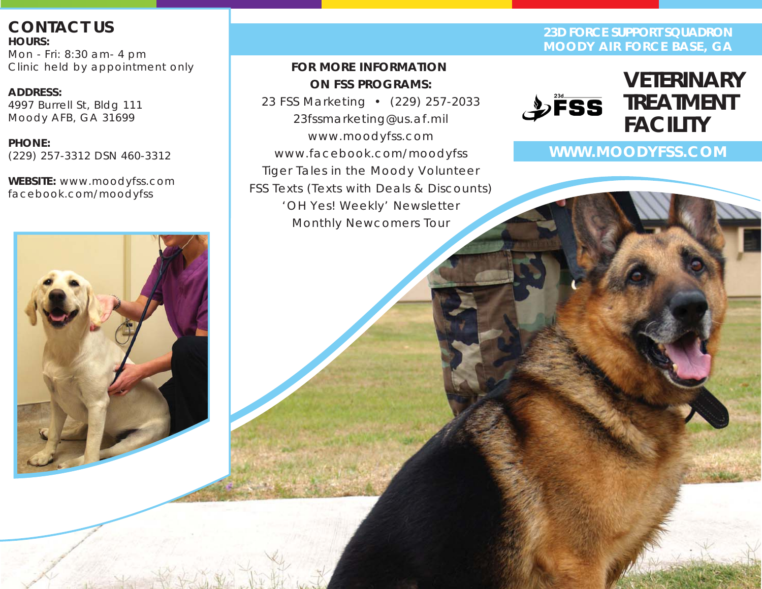## CONTACT US

**HOURS:**
Mon - Fri: 8:30 am- 4 pm
Clinic held by appointment only

**ADDRESS:**
4997 Burrell St, Bldg 111
Moody AFB, GA 31699

**PHONE:**
(229) 257-3312 DSN 460-3312

**WEBSITE:** www.moodyfss.com
facebook.com/moodyfss

**FOR MORE INFORMATION ON FSS PROGRAMS:**

23 FSS Marketing • (229) 257-2033
23fssmarketing@us.af.mil
www.moodyfss.com
www.facebook.com/moodyfss
Tiger Tales in the Moody Volunteer
FSS Texts (Texts with Deals & Discounts)
'OH Yes! Weekly' Newsletter
Monthly Newcomers Tour

**23D FORCE SUPPORT SQUADRON**
**MOODY AIR FORCE BASE, GA**

23d FSS

# VETERINARY TREATMENT FACILITY

**WWW.MOODYFSS.COM**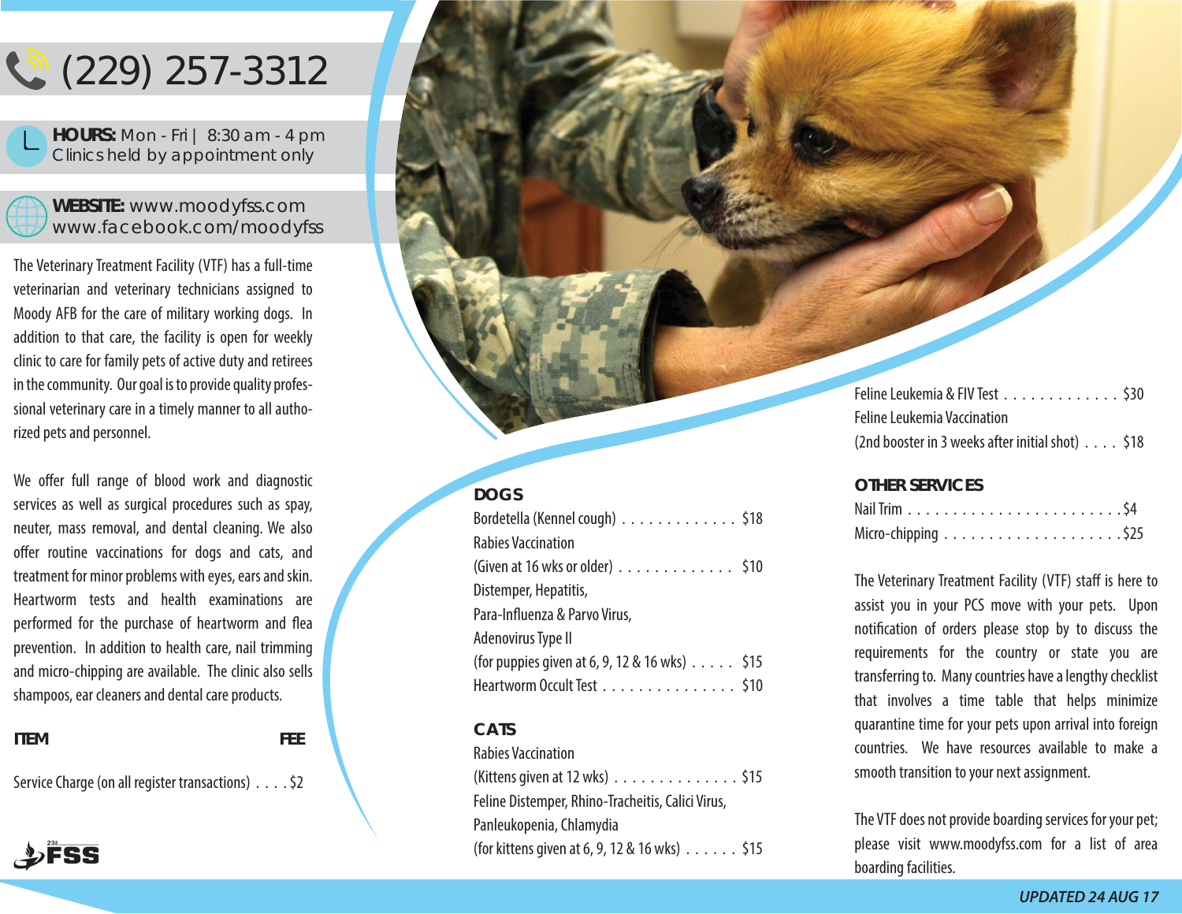(229) 257-3312

**HOURS:** Mon - Fri | 8:30 am - 4 pm
Clinics held by appointment only

**WEBSITE:** www.moodyfss.com
www.facebook.com/moodyfss

The Veterinary Treatment Facility (VTF) has a full-time veterinarian and veterinary technicians assigned to Moody AFB for the care of military working dogs. In addition to that care, the facility is open for weekly clinic to care for family pets of active duty and retirees in the community. Our goal is to provide quality professional veterinary care in a timely manner to all authorized pets and personnel.

We offer full range of blood work and diagnostic services as well as surgical procedures such as spay, neuter, mass removal, and dental cleaning. We also offer routine vaccinations for dogs and cats, and treatment for minor problems with eyes, ears and skin. Heartworm tests and health examinations are performed for the purchase of heartworm and flea prevention. In addition to health care, nail trimming and micro-chipping are available. The clinic also sells shampoos, ear cleaners and dental care products.

| ITEM | FEE |
|---|---|
| Service Charge (on all register transactions) | $2 |
| **DOGS** | |
| Bordetella (Kennel cough) | $18 |
| Rabies Vaccination (Given at 16 wks or older) | $10 |
| Distemper, Hepatitis, Para-Influenza & Parvo Virus, Adenovirus Type II (for puppies given at 6, 9, 12 & 16 wks) | $15 |
| Heartworm Occult Test | $10 |
| **CATS** | |
| Rabies Vaccination (Kittens given at 12 wks) | $15 |
| Feline Distemper, Rhino-Tracheitis, Calici Virus, Panleukopenia, Chlamydia (for kittens given at 6, 9, 12 & 16 wks) | $15 |
| Feline Leukemia & FIV Test | $30 |
| Feline Leukemia Vaccination (2nd booster in 3 weeks after initial shot) | $18 |
| **OTHER SERVICES** | |
| Nail Trim | $4 |
| Micro-chipping | $25 |

The Veterinary Treatment Facility (VTF) staff is here to assist you in your PCS move with your pets. Upon notification of orders please stop by to discuss the requirements for the country or state you are transferring to. Many countries have a lengthy checklist that involves a time table that helps minimize quarantine time for your pets upon arrival into foreign countries. We have resources available to make a smooth transition to your next assignment.

The VTF does not provide boarding services for your pet; please visit www.moodyfss.com for a list of area boarding facilities.

*UPDATED 24 AUG 17*